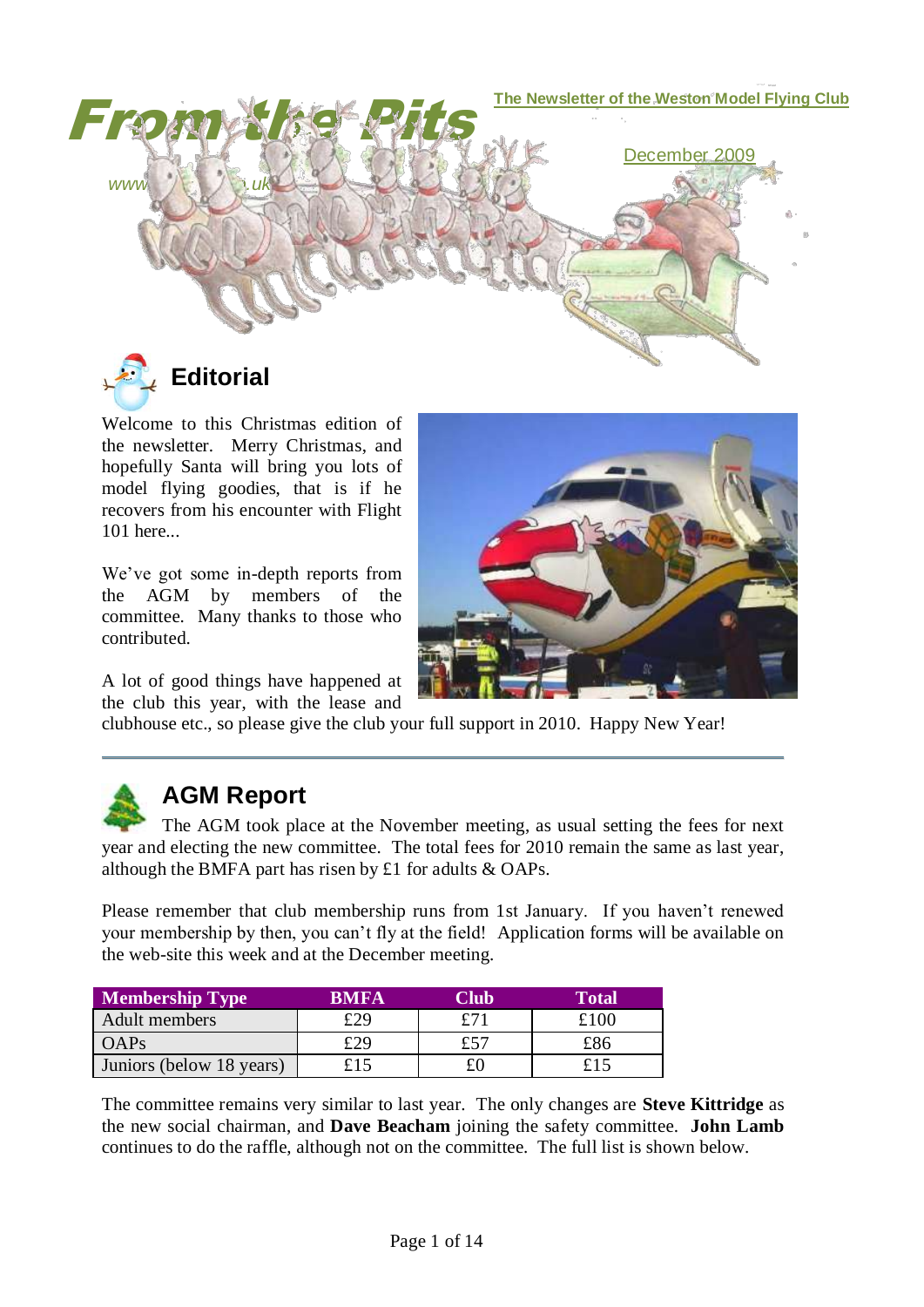# From the Pits

The Newsletter of the Weston Model Flying Club

www...uk

December 2009

## Editorial

Welcome to this Christmas edition of the newsletter. Merry Christmas, and hopefully Santa will bring you lots of model flying goodies, that is if he recovers from his encounter with Flight 101 here...

We've got some in-depth reports from the AGM by members of the committee. Many thanks to those who contributed.

A lot of good things have happened at the club this year, with the lease and clubhouse etc., so please give the club your full support in 2010. Happy New Year!

## AGM Report

The AGM took place at the November meeting, as usual setting the fees for next year and electing the new committee. The total fees for 2010 remain the same as last year, although the BMFA part has risen by £1 for adults & OAPs.

Please remember that club membership runs from 1st January. If you haven't renewed your membership by then, you can't fly at the field! Application forms will be available on the web-site this week and at the December meeting.

| Membership Type | BMFA | Club | Total |
|---|---|---|---|
| Adult members | £29 | £71 | £100 |
| OAPs | £29 | £57 | £86 |
| Juniors (below 18 years) | £15 | £0 | £15 |

The committee remains very similar to last year. The only changes are **Steve Kittridge** as the new social chairman, and **Dave Beacham** joining the safety committee. **John Lamb** continues to do the raffle, although not on the committee. The full list is shown below.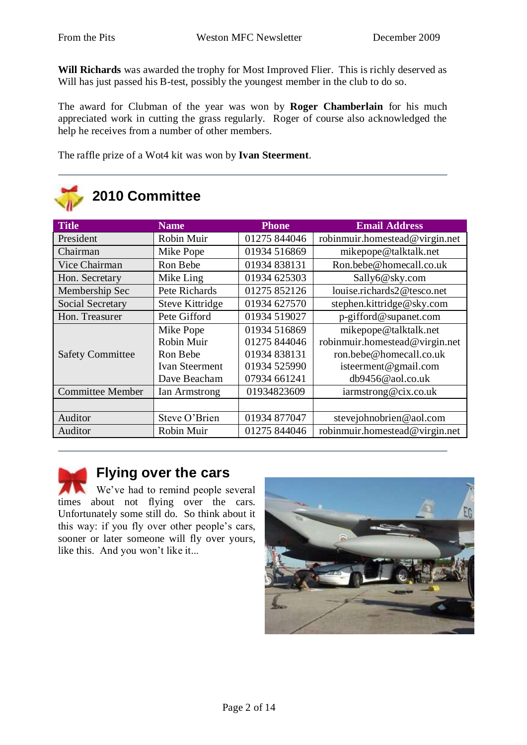**Will Richards** was awarded the trophy for Most Improved Flier. This is richly deserved as Will has just passed his B-test, possibly the youngest member in the club to do so.

The award for Clubman of the year was won by **Roger Chamberlain** for his much appreciated work in cutting the grass regularly. Roger of course also acknowledged the help he receives from a number of other members.

The raffle prize of a Wot4 kit was won by **Ivan Steerment**.

## 2010 Committee

| Title | Name | Phone | Email Address |
|---|---|---|---|
| President | Robin Muir | 01275 844046 | robinmuir.homestead@virgin.net |
| Chairman | Mike Pope | 01934 516869 | mikepope@talktalk.net |
| Vice Chairman | Ron Bebe | 01934 838131 | Ron.bebe@homecall.co.uk |
| Hon. Secretary | Mike Ling | 01934 625303 | Sally6@sky.com |
| Membership Sec | Pete Richards | 01275 852126 | louise.richards2@tesco.net |
| Social Secretary | Steve Kittridge | 01934 627570 | stephen.kittridge@sky.com |
| Hon. Treasurer | Pete Gifford | 01934 519027 | p-gifford@supanet.com |
| Safety Committee | Mike Pope<br>Robin Muir<br>Ron Bebe<br>Ivan Steerment<br>Dave Beacham | 01934 516869<br>01275 844046<br>01934 838131<br>01934 525990<br>07934 661241 | mikepope@talktalk.net<br>robinmuir.homestead@virgin.net<br>ron.bebe@homecall.co.uk<br>isteerment@gmail.com<br>db9456@aol.co.uk |
| Committee Member | Ian Armstrong | 01934823609 | iarmstrong@cix.co.uk |
| | | | |
| Auditor | Steve O'Brien | 01934 877047 | stevejohnobrien@aol.com |
| Auditor | Robin Muir | 01275 844046 | robinmuir.homestead@virgin.net |

## Flying over the cars

We've had to remind people several times about not flying over the cars. Unfortunately some still do. So think about it this way: if you fly over other people's cars, sooner or later someone will fly over yours, like this. And you won't like it...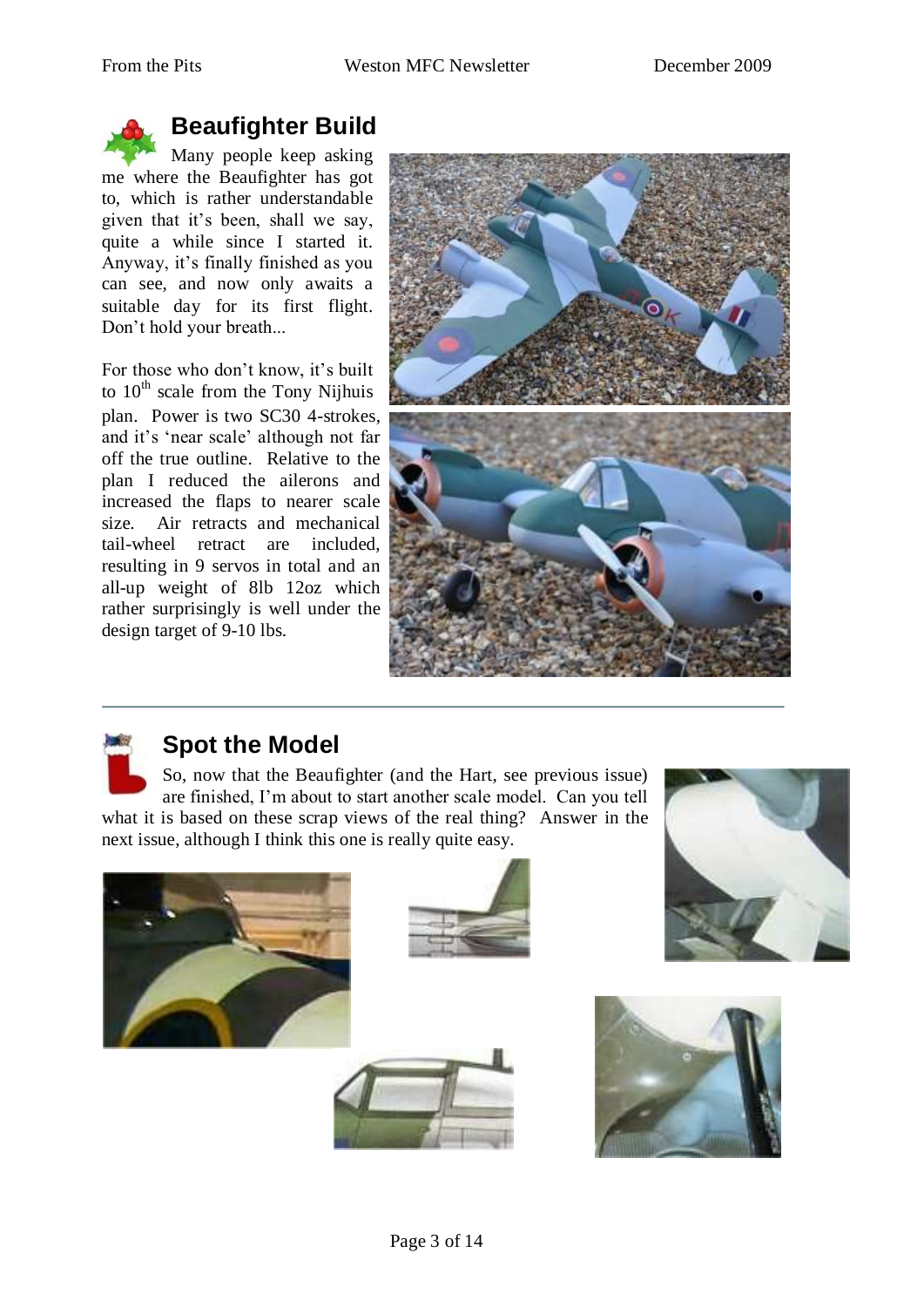## Beaufighter Build

Many people keep asking me where the Beaufighter has got to, which is rather understandable given that it's been, shall we say, quite a while since I started it. Anyway, it's finally finished as you can see, and now only awaits a suitable day for its first flight. Don't hold your breath...

For those who don't know, it's built to 10th scale from the Tony Nijhuis plan. Power is two SC30 4-strokes, and it's 'near scale' although not far off the true outline. Relative to the plan I reduced the ailerons and increased the flaps to nearer scale size. Air retracts and mechanical tail-wheel retract are included, resulting in 9 servos in total and an all-up weight of 8lb 12oz which rather surprisingly is well under the design target of 9-10 lbs.

## Spot the Model

So, now that the Beaufighter (and the Hart, see previous issue) are finished, I'm about to start another scale model. Can you tell what it is based on these scrap views of the real thing? Answer in the next issue, although I think this one is really quite easy.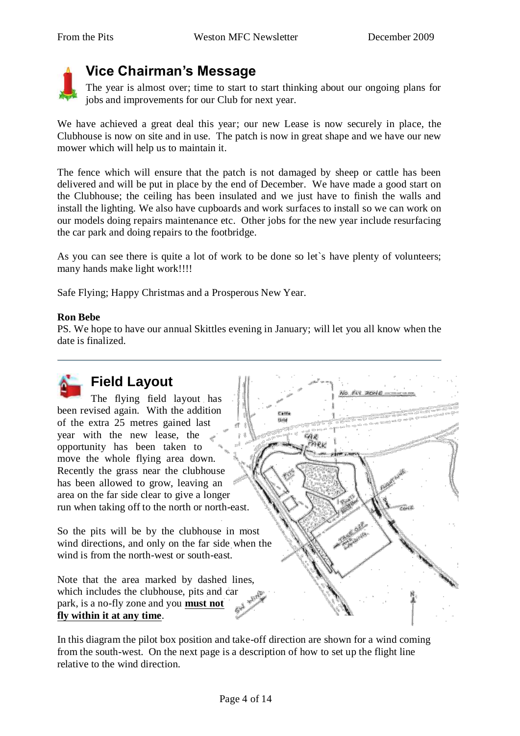## Vice Chairman's Message

The year is almost over; time to start to start thinking about our ongoing plans for jobs and improvements for our Club for next year.

We have achieved a great deal this year; our new Lease is now securely in place, the Clubhouse is now on site and in use. The patch is now in great shape and we have our new mower which will help us to maintain it.

The fence which will ensure that the patch is not damaged by sheep or cattle has been delivered and will be put in place by the end of December. We have made a good start on the Clubhouse; the ceiling has been insulated and we just have to finish the walls and install the lighting. We also have cupboards and work surfaces to install so we can work on our models doing repairs maintenance etc. Other jobs for the new year include resurfacing the car park and doing repairs to the footbridge.

As you can see there is quite a lot of work to be done so let`s have plenty of volunteers; many hands make light work!!!!

Safe Flying; Happy Christmas and a Prosperous New Year.

**Ron Bebe**

PS. We hope to have our annual Skittles evening in January; will let you all know when the date is finalized.

---

## Field Layout

The flying field layout has been revised again. With the addition of the extra 25 metres gained last year with the new lease, the opportunity has been taken to move the whole flying area down. Recently the grass near the clubhouse has been allowed to grow, leaving an area on the far side clear to give a longer run when taking off to the north or north-east.

So the pits will be by the clubhouse in most wind directions, and only on the far side when the wind is from the north-west or south-east.

Note that the area marked by dashed lines, which includes the clubhouse, pits and car park, is a no-fly zone and you **must not fly within it at any time**.

In this diagram the pilot box position and take-off direction are shown for a wind coming from the south-west. On the next page is a description of how to set up the flight line relative to the wind direction.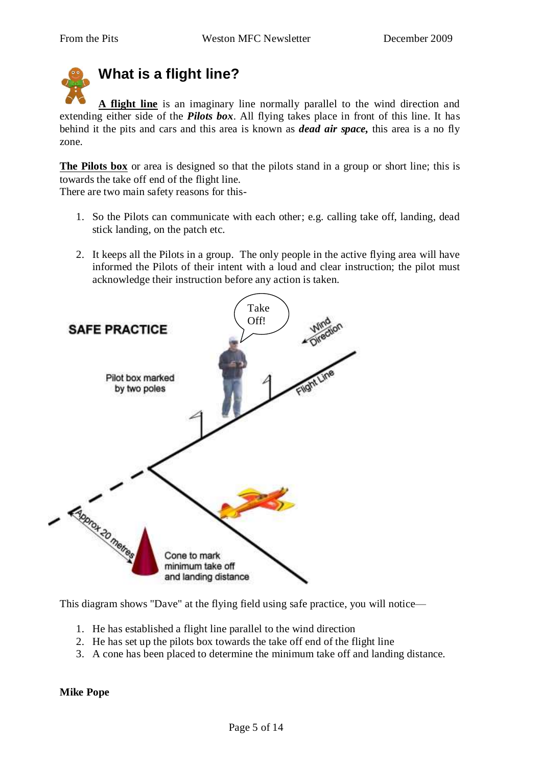# What is a flight line?

**A flight line** is an imaginary line normally parallel to the wind direction and extending either side of the ***Pilots box***. All flying takes place in front of this line. It has behind it the pits and cars and this area is known as ***dead air space,*** this area is a no fly zone.

**The Pilots box** or area is designed so that the pilots stand in a group or short line; this is towards the take off end of the flight line.
There are two main safety reasons for this-

1. So the Pilots can communicate with each other; e.g. calling take off, landing, dead stick landing, on the patch etc.

2. It keeps all the Pilots in a group. The only people in the active flying area will have informed the Pilots of their intent with a loud and clear instruction; the pilot must acknowledge their instruction before any action is taken.

SAFE PRACTICE

Take Off!

Wind Direction

Pilot box marked by two poles

Flight Line

Approx 20 metres

Cone to mark minimum take off and landing distance

This diagram shows "Dave" at the flying field using safe practice, you will notice—

1. He has established a flight line parallel to the wind direction
2. He has set up the pilots box towards the take off end of the flight line
3. A cone has been placed to determine the minimum take off and landing distance.

**Mike Pope**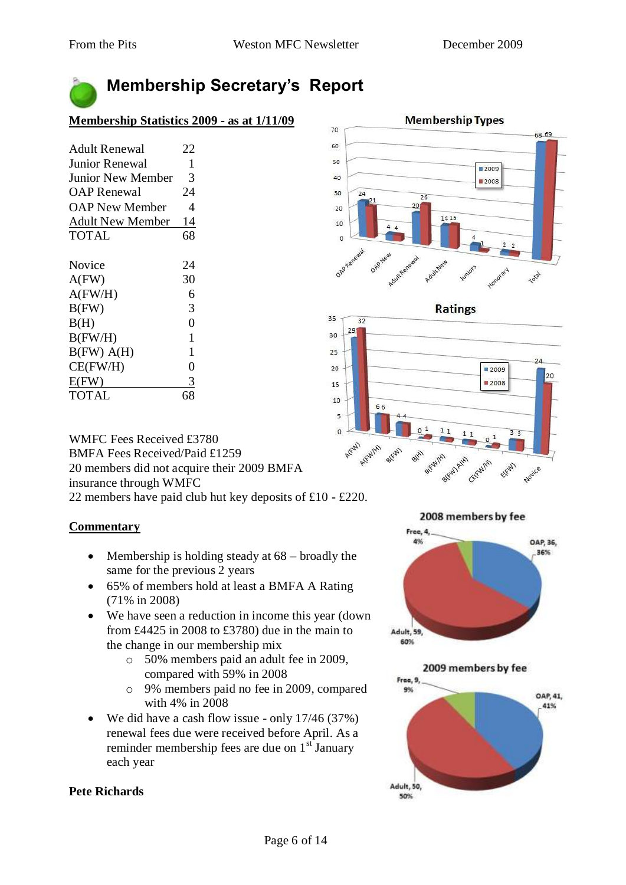# Membership Secretary's Report

## Membership Statistics 2009 - as at 1/11/09

| | |
|---|---|
| Adult Renewal | 22 |
| Junior Renewal | 1 |
| Junior New Member | 3 |
| OAP Renewal | 24 |
| OAP New Member | 4 |
| Adult New Member | 14 |
| TOTAL | 68 |

| | |
|---|---|
| Novice | 24 |
| A(FW) | 30 |
| A(FW/H) | 6 |
| B(FW) | 3 |
| B(H) | 0 |
| B(FW/H) | 1 |
| B(FW) A(H) | 1 |
| CE(FW/H) | 0 |
| E(FW) | 3 |
| TOTAL | 68 |

**Membership Types**

| | OAP Renewal | OAP New | Adult Renewal | Adult New | Juniors | Honorary | Total |
|---|---|---|---|---|---|---|---|
| 2009 | 24 | 4 | 20 | 14 | 4 | 2 | 68 |
| 2008 | 21 | 4 | 26 | 15 | 1 | 2 | 69 |

**Ratings**

| | A(FW) | A(FW/H) | B(FW) | B(H) | B(FW/H) | B(FW) A(H) | CE(FW/H) | E(FW) | Novice |
|---|---|---|---|---|---|---|---|---|---|
| 2009 | 29 | 6 | 4 | 0 | 1 | 1 | 0 | 3 | 24 |
| 2008 | 32 | 6 | 4 | 1 | 1 | 1 | 1 | 3 | 20 |

WMFC Fees Received £3780
BMFA Fees Received/Paid £1259
20 members did not acquire their 2009 BMFA insurance through WMFC
22 members have paid club hut key deposits of £10 - £220.

**2008 members by fee**

Free, 4, 4%; OAP, 36, 36%; Adult, 59, 60%

**2009 members by fee**

Free, 9, 9%; OAP, 41, 41%; Adult, 50, 50%

## Commentary

- Membership is holding steady at 68 – broadly the same for the previous 2 years
- 65% of members hold at least a BMFA A Rating (71% in 2008)
- We have seen a reduction in income this year (down from £4425 in 2008 to £3780) due in the main to the change in our membership mix
    - 50% members paid an adult fee in 2009, compared with 59% in 2008
    - 9% members paid no fee in 2009, compared with 4% in 2008
- We did have a cash flow issue - only 17/46 (37%) renewal fees due were received before April. As a reminder membership fees are due on 1st January each year

**Pete Richards**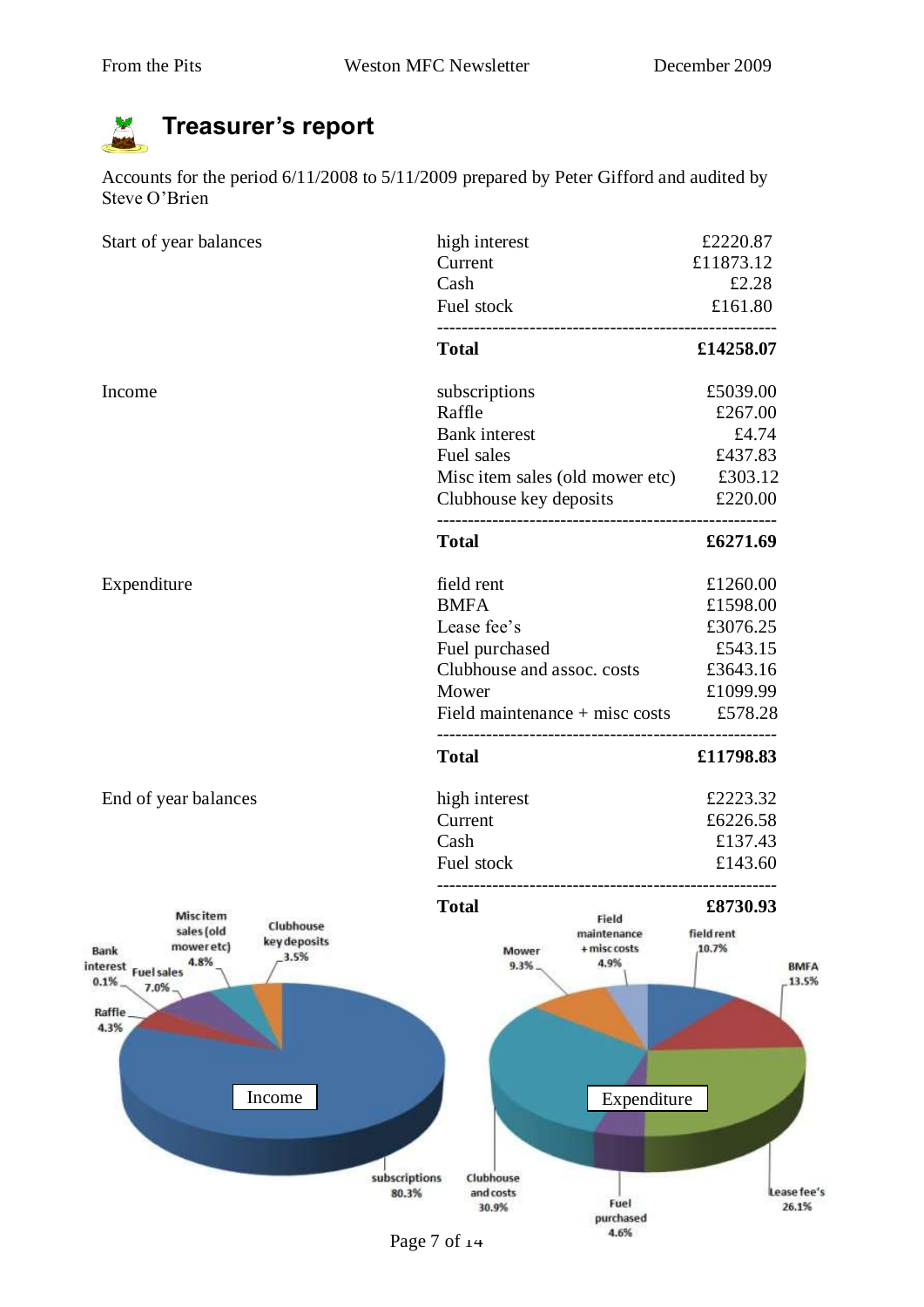# Treasurer's report

Accounts for the period 6/11/2008 to 5/11/2009 prepared by Peter Gifford and audited by Steve O'Brien

| | | |
|---|---|---|
| Start of year balances | high interest | £2220.87 |
| | Current | £11873.12 |
| | Cash | £2.28 |
| | Fuel stock | £161.80 |
| | **Total** | **£14258.07** |
| Income | subscriptions | £5039.00 |
| | Raffle | £267.00 |
| | Bank interest | £4.74 |
| | Fuel sales | £437.83 |
| | Misc item sales (old mower etc) | £303.12 |
| | Clubhouse key deposits | £220.00 |
| | **Total** | **£6271.69** |
| Expenditure | field rent | £1260.00 |
| | BMFA | £1598.00 |
| | Lease fee's | £3076.25 |
| | Fuel purchased | £543.15 |
| | Clubhouse and assoc. costs | £3643.16 |
| | Mower | £1099.99 |
| | Field maintenance + misc costs | £578.28 |
| | **Total** | **£11798.83** |
| End of year balances | high interest | £2223.32 |
| | Current | £6226.58 |
| | Cash | £137.43 |
| | Fuel stock | £143.60 |
| | **Total** | **£8730.93** |

Income

- subscriptions 80.3%
- Raffle 4.3%
- Bank interest 0.1%
- Fuel sales 7.0%
- Misc item sales (old mower etc) 4.8%
- Clubhouse key deposits 3.5%

Expenditure

- field rent 10.7%
- BMFA 13.5%
- Lease fee's 26.1%
- Fuel purchased 4.6%
- Clubhouse and costs 30.9%
- Mower 9.3%
- Field maintenance + misc costs 4.9%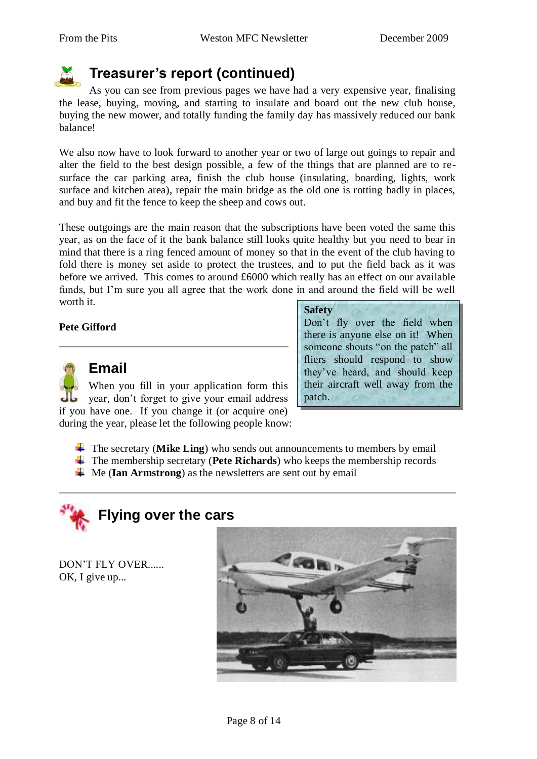## Treasurer's report (continued)

As you can see from previous pages we have had a very expensive year, finalising the lease, buying, moving, and starting to insulate and board out the new club house, buying the new mower, and totally funding the family day has massively reduced our bank balance!

We also now have to look forward to another year or two of large out goings to repair and alter the field to the best design possible, a few of the things that are planned are to re-surface the car parking area, finish the club house (insulating, boarding, lights, work surface and kitchen area), repair the main bridge as the old one is rotting badly in places, and buy and fit the fence to keep the sheep and cows out.

These outgoings are the main reason that the subscriptions have been voted the same this year, as on the face of it the bank balance still looks quite healthy but you need to bear in mind that there is a ring fenced amount of money so that in the event of the club having to fold there is money set aside to protect the trustees, and to put the field back as it was before we arrived. This comes to around £6000 which really has an effect on our available funds, but I'm sure you all agree that the work done in and around the field will be well worth it.

**Pete Gifford**

## Email

When you fill in your application form this year, don't forget to give your email address if you have one. If you change it (or acquire one) during the year, please let the following people know:

- The secretary (**Mike Ling**) who sends out announcements to members by email
- The membership secretary (**Pete Richards**) who keeps the membership records
- Me (**Ian Armstrong**) as the newsletters are sent out by email

**Safety**

Don't fly over the field when there is anyone else on it! When someone shouts "on the patch" all fliers should respond to show they've heard, and should keep their aircraft well away from the patch.

## Flying over the cars

DON'T FLY OVER......
OK, I give up...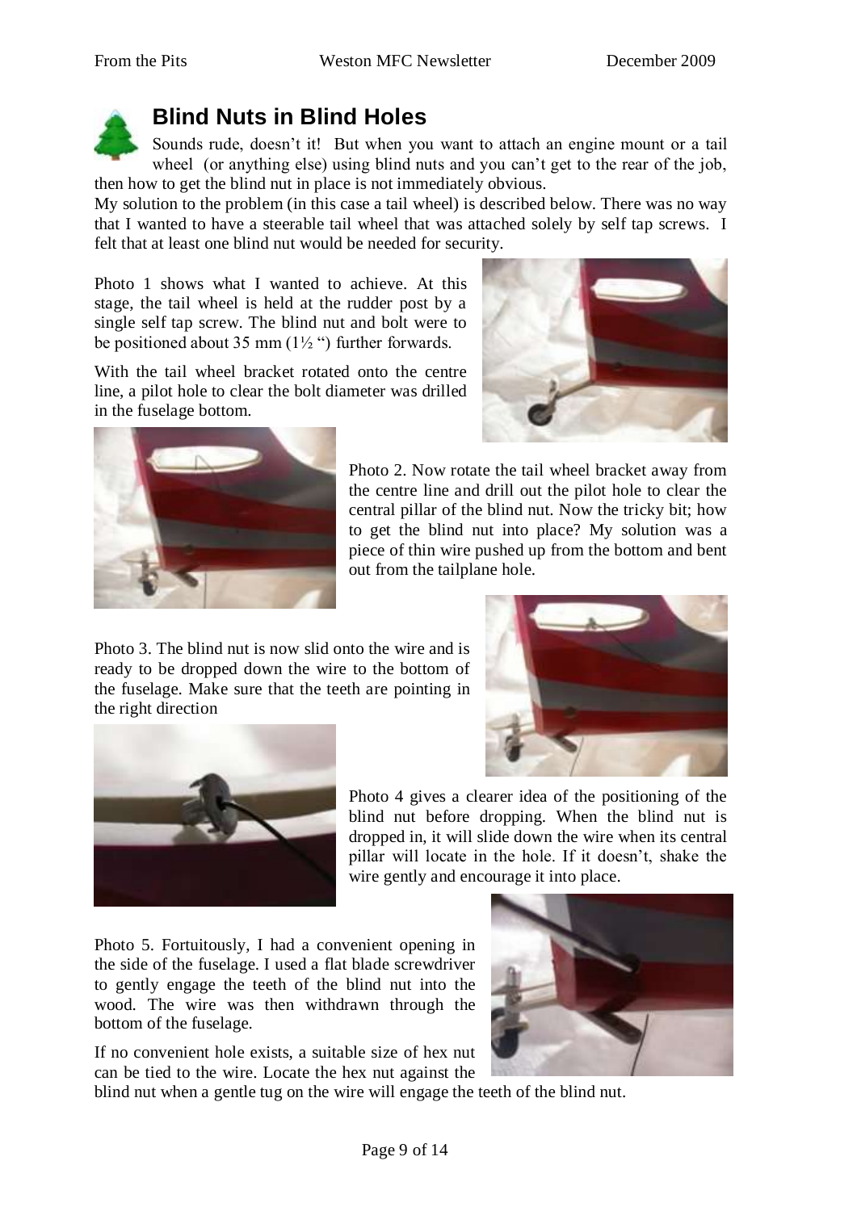## Blind Nuts in Blind Holes

Sounds rude, doesn't it! But when you want to attach an engine mount or a tail wheel (or anything else) using blind nuts and you can't get to the rear of the job, then how to get the blind nut in place is not immediately obvious.

My solution to the problem (in this case a tail wheel) is described below. There was no way that I wanted to have a steerable tail wheel that was attached solely by self tap screws. I felt that at least one blind nut would be needed for security.

Photo 1 shows what I wanted to achieve. At this stage, the tail wheel is held at the rudder post by a single self tap screw. The blind nut and bolt were to be positioned about 35 mm (1½ ") further forwards.

With the tail wheel bracket rotated onto the centre line, a pilot hole to clear the bolt diameter was drilled in the fuselage bottom.

Photo 2. Now rotate the tail wheel bracket away from the centre line and drill out the pilot hole to clear the central pillar of the blind nut. Now the tricky bit; how to get the blind nut into place? My solution was a piece of thin wire pushed up from the bottom and bent out from the tailplane hole.

Photo 3. The blind nut is now slid onto the wire and is ready to be dropped down the wire to the bottom of the fuselage. Make sure that the teeth are pointing in the right direction

Photo 4 gives a clearer idea of the positioning of the blind nut before dropping. When the blind nut is dropped in, it will slide down the wire when its central pillar will locate in the hole. If it doesn't, shake the wire gently and encourage it into place.

Photo 5. Fortuitously, I had a convenient opening in the side of the fuselage. I used a flat blade screwdriver to gently engage the teeth of the blind nut into the wood. The wire was then withdrawn through the bottom of the fuselage.

If no convenient hole exists, a suitable size of hex nut can be tied to the wire. Locate the hex nut against the blind nut when a gentle tug on the wire will engage the teeth of the blind nut.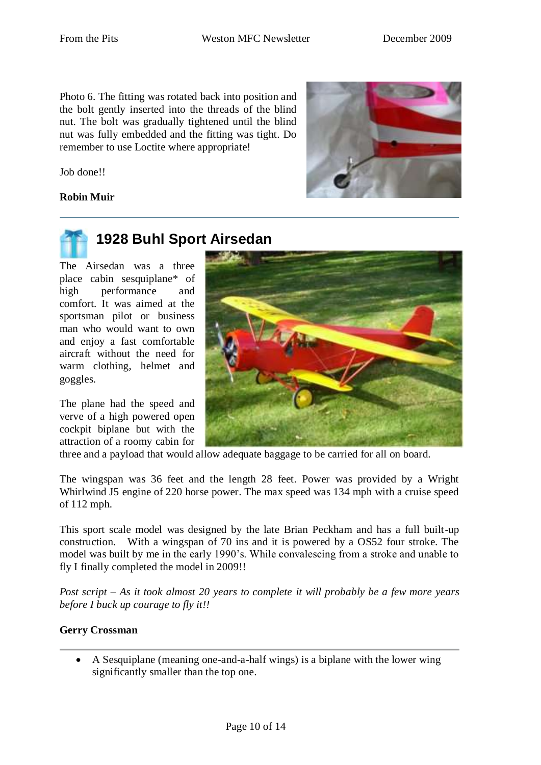Photo 6. The fitting was rotated back into position and the bolt gently inserted into the threads of the blind nut. The bolt was gradually tightened until the blind nut was fully embedded and the fitting was tight. Do remember to use Loctite where appropriate!

Job done!!

**Robin Muir**

---

## 1928 Buhl Sport Airsedan

The Airsedan was a three place cabin sesquiplane* of high performance and comfort. It was aimed at the sportsman pilot or business man who would want to own and enjoy a fast comfortable aircraft without the need for warm clothing, helmet and goggles.

The plane had the speed and verve of a high powered open cockpit biplane but with the attraction of a roomy cabin for three and a payload that would allow adequate baggage to be carried for all on board.

The wingspan was 36 feet and the length 28 feet. Power was provided by a Wright Whirlwind J5 engine of 220 horse power. The max speed was 134 mph with a cruise speed of 112 mph.

This sport scale model was designed by the late Brian Peckham and has a full built-up construction. With a wingspan of 70 ins and it is powered by a OS52 four stroke. The model was built by me in the early 1990's. While convalescing from a stroke and unable to fly I finally completed the model in 2009!!

*Post script – As it took almost 20 years to complete it will probably be a few more years before I buck up courage to fly it!!*

**Gerry Crossman**

---

- A Sesquiplane (meaning one-and-a-half wings) is a biplane with the lower wing significantly smaller than the top one.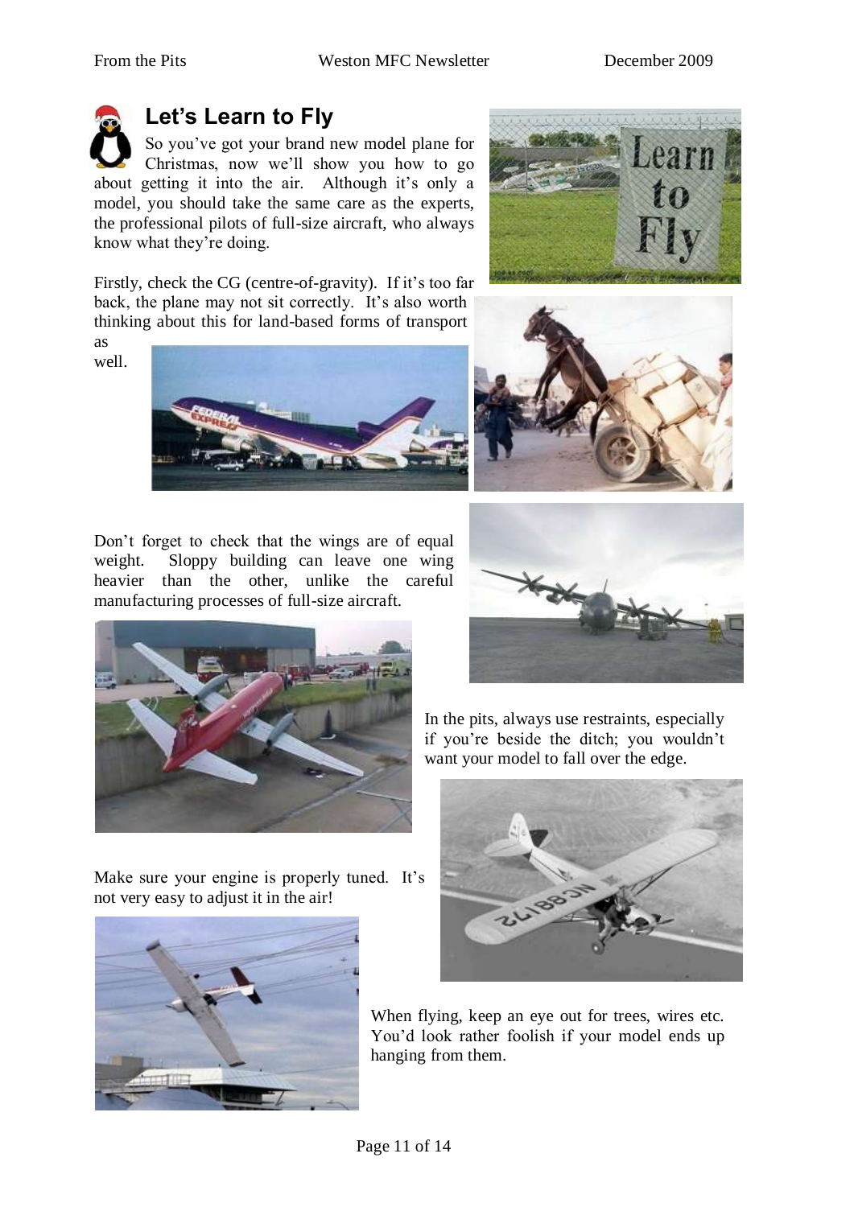## Let's Learn to Fly

So you've got your brand new model plane for Christmas, now we'll show you how to go about getting it into the air. Although it's only a model, you should take the same care as the experts, the professional pilots of full-size aircraft, who always know what they're doing.

Firstly, check the CG (centre-of-gravity). If it's too far back, the plane may not sit correctly. It's also worth thinking about this for land-based forms of transport as well.

Don't forget to check that the wings are of equal weight. Sloppy building can leave one wing heavier than the other, unlike the careful manufacturing processes of full-size aircraft.

In the pits, always use restraints, especially if you're beside the ditch; you wouldn't want your model to fall over the edge.

Make sure your engine is properly tuned. It's not very easy to adjust it in the air!

When flying, keep an eye out for trees, wires etc. You'd look rather foolish if your model ends up hanging from them.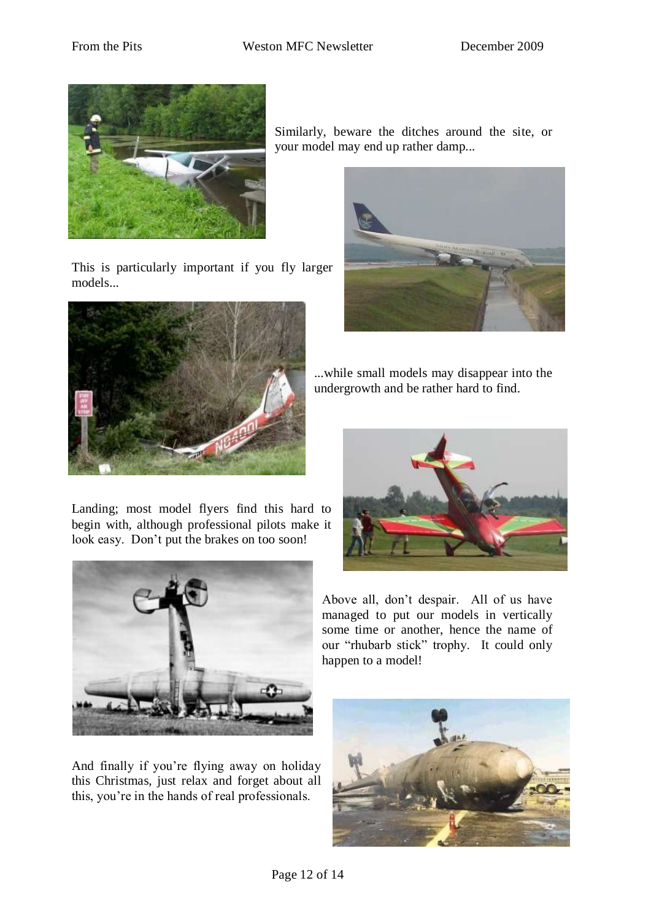Similarly, beware the ditches around the site, or your model may end up rather damp...

This is particularly important if you fly larger models...

...while small models may disappear into the undergrowth and be rather hard to find.

Landing; most model flyers find this hard to begin with, although professional pilots make it look easy. Don't put the brakes on too soon!

Above all, don't despair. All of us have managed to put our models in vertically some time or another, hence the name of our "rhubarb stick" trophy. It could only happen to a model!

And finally if you're flying away on holiday this Christmas, just relax and forget about all this, you're in the hands of real professionals.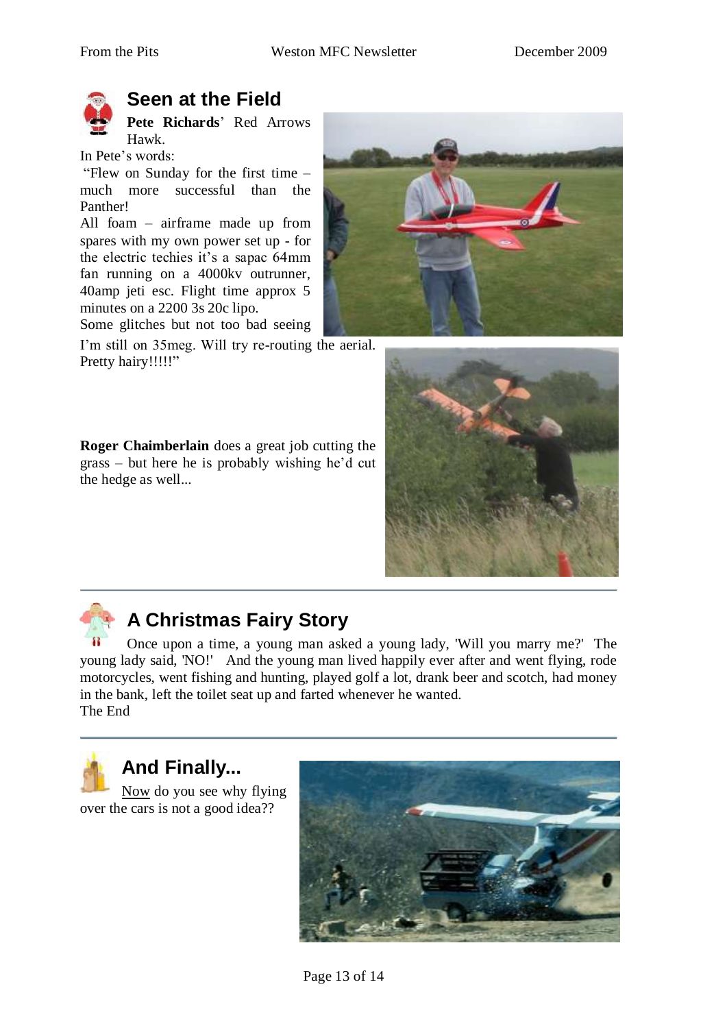## Seen at the Field

**Pete Richards**' Red Arrows Hawk.

In Pete's words:

"Flew on Sunday for the first time – much more successful than the Panther!

All foam – airframe made up from spares with my own power set up - for the electric techies it's a sapac 64mm fan running on a 4000kv outrunner, 40amp jeti esc. Flight time approx 5 minutes on a 2200 3s 20c lipo.

Some glitches but not too bad seeing I'm still on 35meg. Will try re-routing the aerial. Pretty hairy!!!!!"

**Roger Chaimberlain** does a great job cutting the grass – but here he is probably wishing he'd cut the hedge as well...

## A Christmas Fairy Story

Once upon a time, a young man asked a young lady, 'Will you marry me?' The young lady said, 'NO!' And the young man lived happily ever after and went flying, rode motorcycles, went fishing and hunting, played golf a lot, drank beer and scotch, had money in the bank, left the toilet seat up and farted whenever he wanted.

The End

## And Finally...

Now do you see why flying over the cars is not a good idea??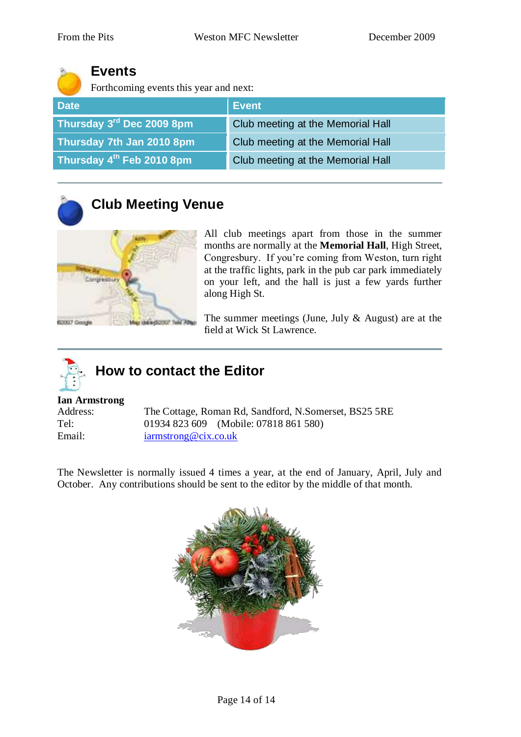## Events

Forthcoming events this year and next:

| Date | Event |
|---|---|
| Thursday 3rd Dec 2009 8pm | Club meeting at the Memorial Hall |
| Thursday 7th Jan 2010 8pm | Club meeting at the Memorial Hall |
| Thursday 4th Feb 2010 8pm | Club meeting at the Memorial Hall |

## Club Meeting Venue

All club meetings apart from those in the summer months are normally at the **Memorial Hall**, High Street, Congresbury. If you're coming from Weston, turn right at the traffic lights, park in the pub car park immediately on your left, and the hall is just a few yards further along High St.

The summer meetings (June, July & August) are at the field at Wick St Lawrence.

## How to contact the Editor

**Ian Armstrong**

| | |
|---|---|
| Address: | The Cottage, Roman Rd, Sandford, N.Somerset, BS25 5RE |
| Tel: | 01934 823 609 (Mobile: 07818 861 580) |
| Email: | iarmstrong@cix.co.uk |

The Newsletter is normally issued 4 times a year, at the end of January, April, July and October. Any contributions should be sent to the editor by the middle of that month.